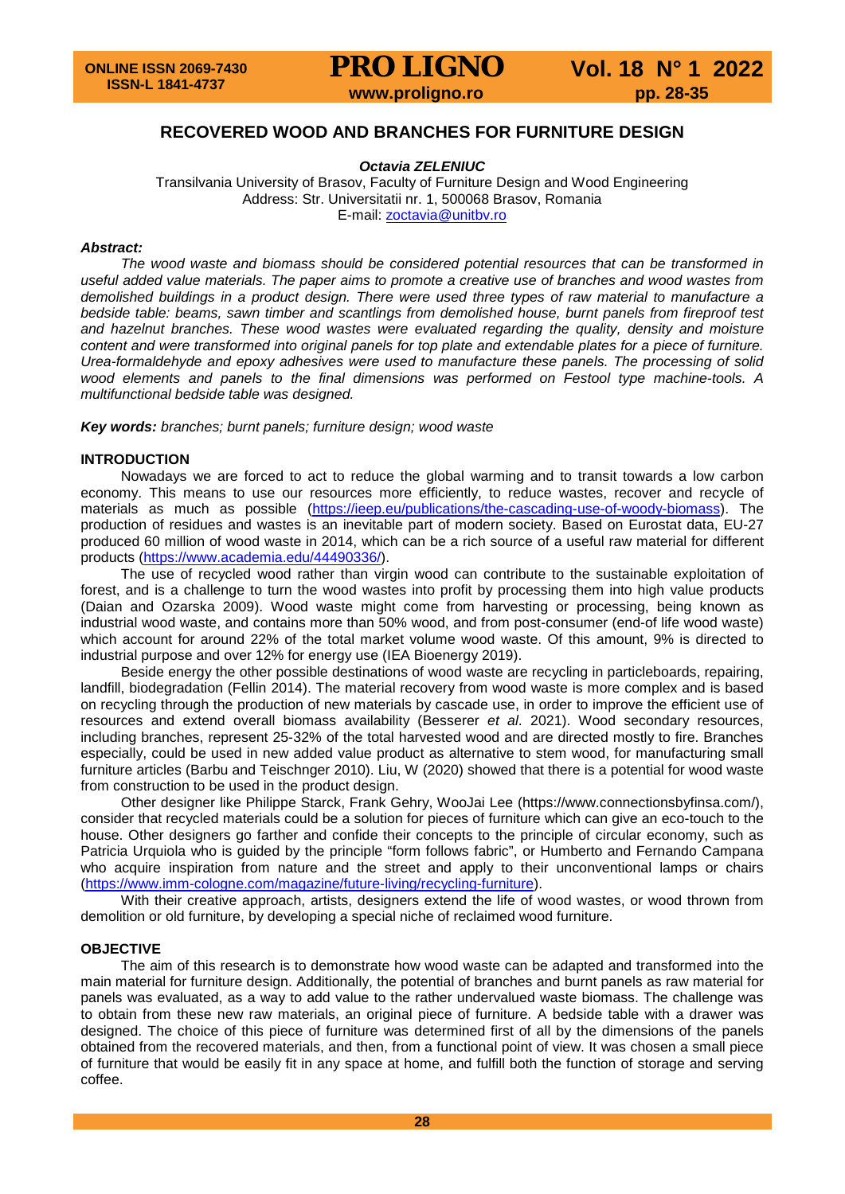# RECOVERED WOOD AND BRANCHES FOR FURNITURE DESIGN

***Octavia ZELENIUC***

Transilvania University of Brasov, Faculty of Furniture Design and Wood Engineering
Address: Str. Universitatii nr. 1, 500068 Brasov, Romania
E-mail: zoctavia@unitbv.ro

***Abstract:***

*The wood waste and biomass should be considered potential resources that can be transformed in useful added value materials. The paper aims to promote a creative use of branches and wood wastes from demolished buildings in a product design. There were used three types of raw material to manufacture a bedside table: beams, sawn timber and scantlings from demolished house, burnt panels from fireproof test and hazelnut branches. These wood wastes were evaluated regarding the quality, density and moisture content and were transformed into original panels for top plate and extendable plates for a piece of furniture. Urea-formaldehyde and epoxy adhesives were used to manufacture these panels. The processing of solid wood elements and panels to the final dimensions was performed on Festool type machine-tools. A multifunctional bedside table was designed.*

***Key words:*** *branches; burnt panels; furniture design; wood waste*

## INTRODUCTION

Nowadays we are forced to act to reduce the global warming and to transit towards a low carbon economy. This means to use our resources more efficiently, to reduce wastes, recover and recycle of materials as much as possible (https://ieep.eu/publications/the-cascading-use-of-woody-biomass). The production of residues and wastes is an inevitable part of modern society. Based on Eurostat data, EU-27 produced 60 million of wood waste in 2014, which can be a rich source of a useful raw material for different products (https://www.academia.edu/44490336/).

The use of recycled wood rather than virgin wood can contribute to the sustainable exploitation of forest, and is a challenge to turn the wood wastes into profit by processing them into high value products (Daian and Ozarska 2009). Wood waste might come from harvesting or processing, being known as industrial wood waste, and contains more than 50% wood, and from post-consumer (end-of life wood waste) which account for around 22% of the total market volume wood waste. Of this amount, 9% is directed to industrial purpose and over 12% for energy use (IEA Bioenergy 2019).

Beside energy the other possible destinations of wood waste are recycling in particleboards, repairing, landfill, biodegradation (Fellin 2014). The material recovery from wood waste is more complex and is based on recycling through the production of new materials by cascade use, in order to improve the efficient use of resources and extend overall biomass availability (Besserer *et al*. 2021). Wood secondary resources, including branches, represent 25-32% of the total harvested wood and are directed mostly to fire. Branches especially, could be used in new added value product as alternative to stem wood, for manufacturing small furniture articles (Barbu and Teischnger 2010). Liu, W (2020) showed that there is a potential for wood waste from construction to be used in the product design.

Other designer like Philippe Starck, Frank Gehry, WooJai Lee (https://www.connectionsbyfinsa.com/), consider that recycled materials could be a solution for pieces of furniture which can give an eco-touch to the house. Other designers go farther and confide their concepts to the principle of circular economy, such as Patricia Urquiola who is guided by the principle "form follows fabric", or Humberto and Fernando Campana who acquire inspiration from nature and the street and apply to their unconventional lamps or chairs (https://www.imm-cologne.com/magazine/future-living/recycling-furniture).

With their creative approach, artists, designers extend the life of wood wastes, or wood thrown from demolition or old furniture, by developing a special niche of reclaimed wood furniture.

## OBJECTIVE

The aim of this research is to demonstrate how wood waste can be adapted and transformed into the main material for furniture design. Additionally, the potential of branches and burnt panels as raw material for panels was evaluated, as a way to add value to the rather undervalued waste biomass. The challenge was to obtain from these new raw materials, an original piece of furniture. A bedside table with a drawer was designed. The choice of this piece of furniture was determined first of all by the dimensions of the panels obtained from the recovered materials, and then, from a functional point of view. It was chosen a small piece of furniture that would be easily fit in any space at home, and fulfill both the function of storage and serving coffee.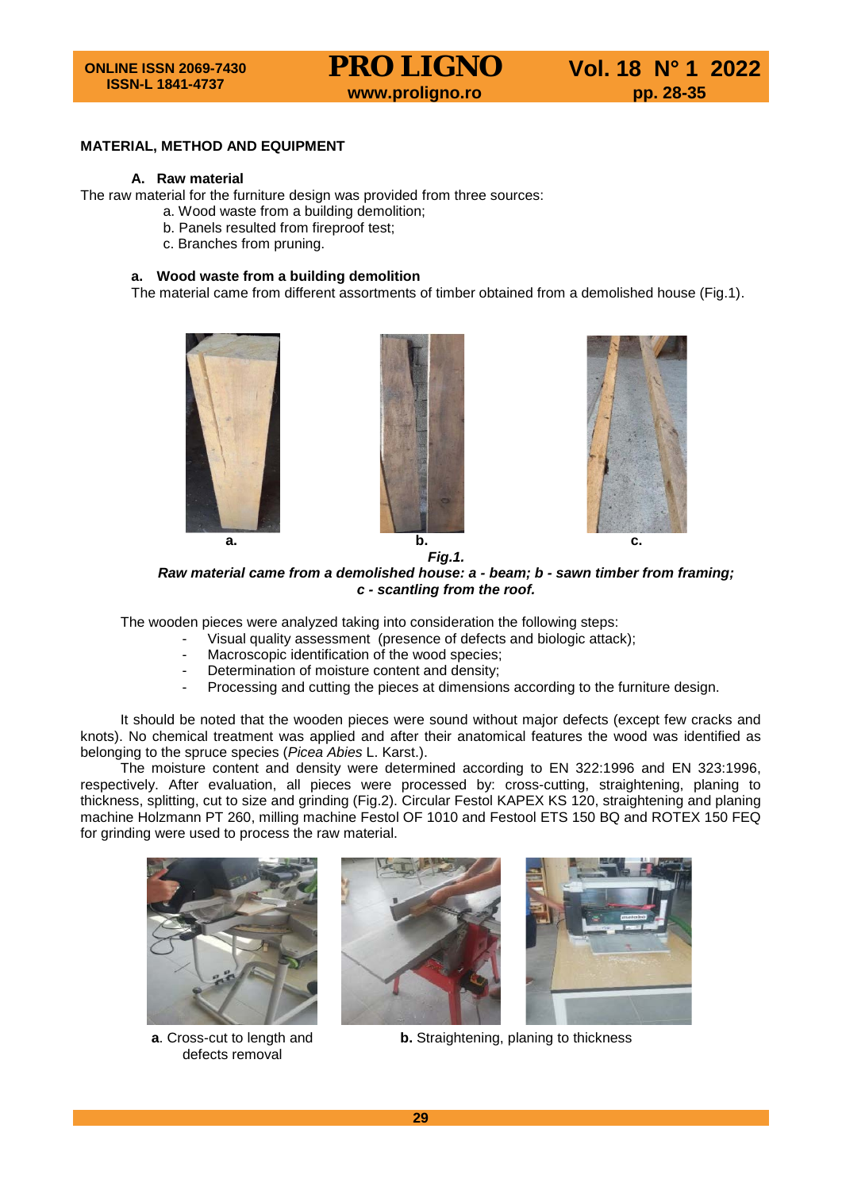## MATERIAL, METHOD AND EQUIPMENT

### A. Raw material

The raw material for the furniture design was provided from three sources:

a. Wood waste from a building demolition;
b. Panels resulted from fireproof test;
c. Branches from pruning.

#### a. Wood waste from a building demolition

The material came from different assortments of timber obtained from a demolished house (Fig.1).

a. b. c.

***Fig.1.***
***Raw material came from a demolished house: a - beam; b - sawn timber from framing; c - scantling from the roof.***

The wooden pieces were analyzed taking into consideration the following steps:

- Visual quality assessment (presence of defects and biologic attack);
- Macroscopic identification of the wood species;
- Determination of moisture content and density;
- Processing and cutting the pieces at dimensions according to the furniture design.

It should be noted that the wooden pieces were sound without major defects (except few cracks and knots). No chemical treatment was applied and after their anatomical features the wood was identified as belonging to the spruce species (*Picea Abies* L. Karst.).

The moisture content and density were determined according to EN 322:1996 and EN 323:1996, respectively. After evaluation, all pieces were processed by: cross-cutting, straightening, planing to thickness, splitting, cut to size and grinding (Fig.2). Circular Festol KAPEX KS 120, straightening and planing machine Holzmann PT 260, milling machine Festol OF 1010 and Festool ETS 150 BQ and ROTEX 150 FEQ for grinding were used to process the raw material.

**a**. Cross-cut to length and defects removal

**b.** Straightening, planing to thickness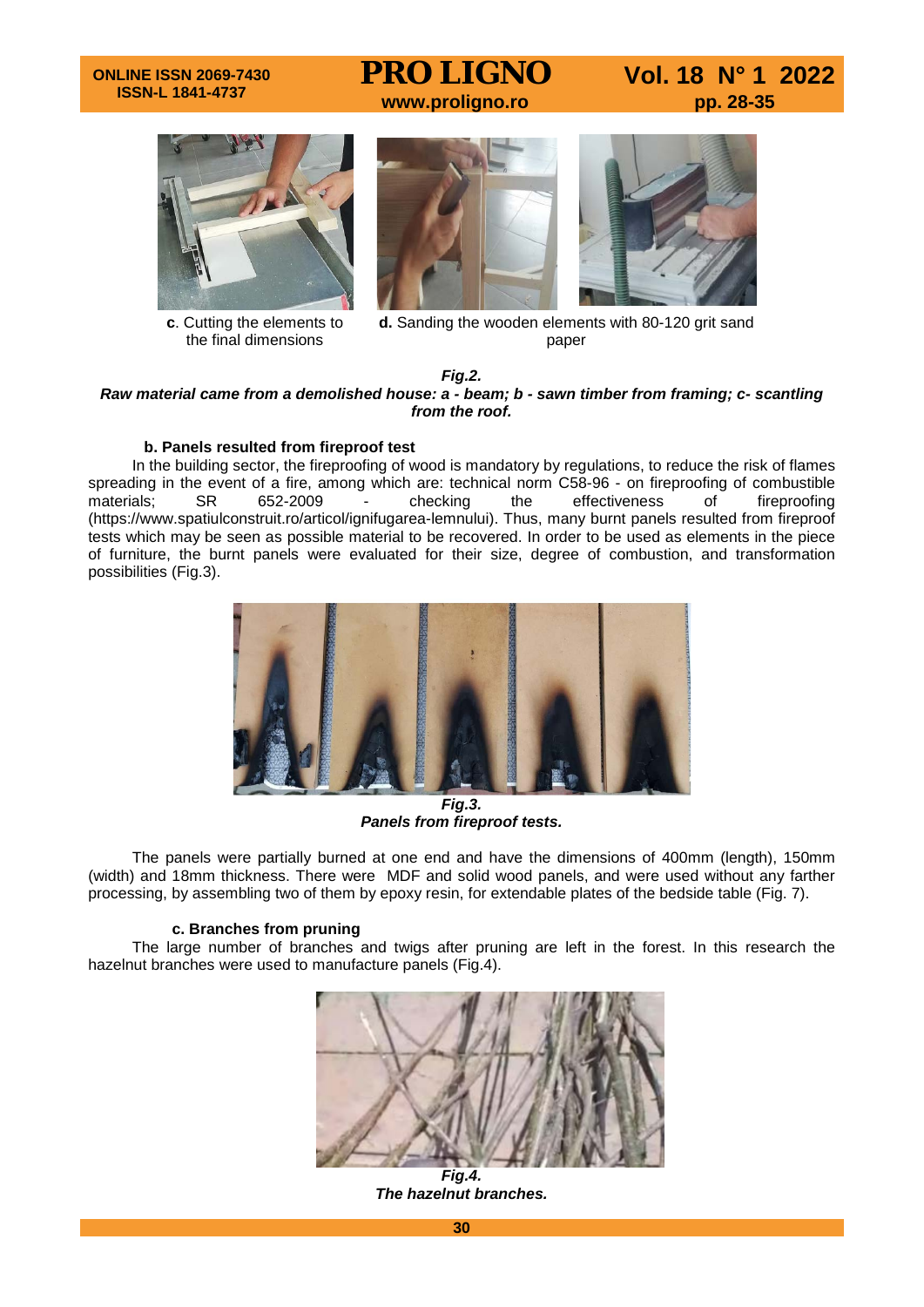**c**. Cutting the elements to the final dimensions

**d.** Sanding the wooden elements with 80-120 grit sand paper

***Fig.2.***
***Raw material came from a demolished house: a - beam; b - sawn timber from framing; c- scantling from the roof.***

### b. Panels resulted from fireproof test

In the building sector, the fireproofing of wood is mandatory by regulations, to reduce the risk of flames spreading in the event of a fire, among which are: technical norm C58-96 - on fireproofing of combustible materials; SR 652-2009 - checking the effectiveness of fireproofing (https://www.spatiulconstruit.ro/articol/ignifugarea-lemnului). Thus, many burnt panels resulted from fireproof tests which may be seen as possible material to be recovered. In order to be used as elements in the piece of furniture, the burnt panels were evaluated for their size, degree of combustion, and transformation possibilities (Fig.3).

***Fig.3.***
***Panels from fireproof tests.***

The panels were partially burned at one end and have the dimensions of 400mm (length), 150mm (width) and 18mm thickness. There were MDF and solid wood panels, and were used without any farther processing, by assembling two of them by epoxy resin, for extendable plates of the bedside table (Fig. 7).

### c. Branches from pruning

The large number of branches and twigs after pruning are left in the forest. In this research the hazelnut branches were used to manufacture panels (Fig.4).

***Fig.4.***
***The hazelnut branches.***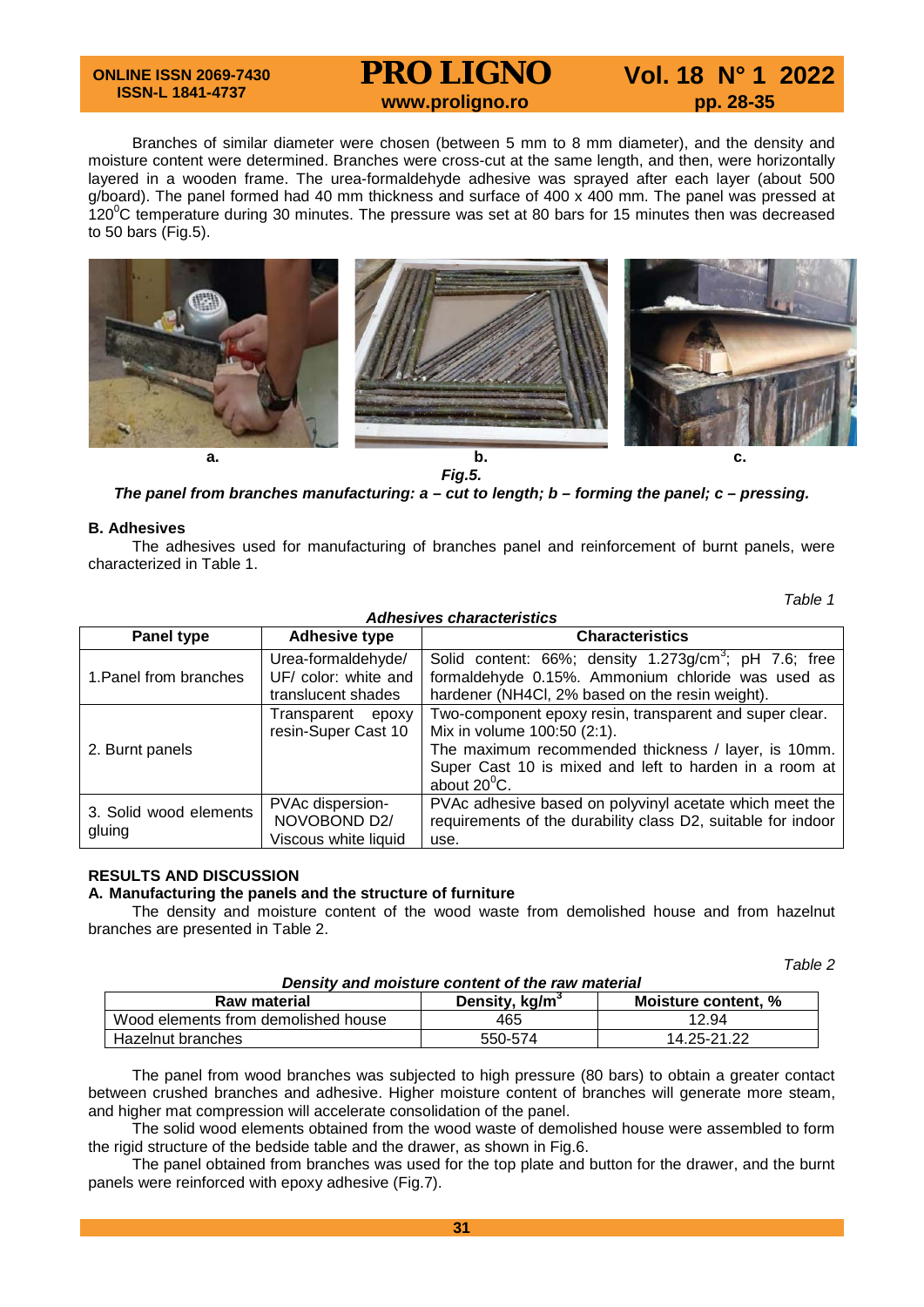Branches of similar diameter were chosen (between 5 mm to 8 mm diameter), and the density and moisture content were determined. Branches were cross-cut at the same length, and then, were horizontally layered in a wooden frame. The urea-formaldehyde adhesive was sprayed after each layer (about 500 g/board). The panel formed had 40 mm thickness and surface of 400 x 400 mm. The panel was pressed at 120$^0$C temperature during 30 minutes. The pressure was set at 80 bars for 15 minutes then was decreased to 50 bars (Fig.5).

a. b. c.

***Fig.5.***

***The panel from branches manufacturing: a – cut to length; b – forming the panel; c – pressing.***

**B. Adhesives**

The adhesives used for manufacturing of branches panel and reinforcement of burnt panels, were characterized in Table 1.

*Table 1*

***Adhesives characteristics***

| Panel type | Adhesive type | Characteristics |
|---|---|---|
| 1.Panel from branches | Urea-formaldehyde/ UF/ color: white and translucent shades | Solid content: 66%; density 1.273g/cm$^3$; pH 7.6; free formaldehyde 0.15%. Ammonium chloride was used as hardener ($NH_4Cl$, 2% based on the resin weight). |
| 2. Burnt panels | Transparent epoxy resin-Super Cast 10 | Two-component epoxy resin, transparent and super clear. Mix in volume 100:50 (2:1). The maximum recommended thickness / layer, is 10mm. Super Cast 10 is mixed and left to harden in a room at about 20$^0$C. |
| 3. Solid wood elements gluing | PVAc dispersion-NOVOBOND D2/ Viscous white liquid | PVAc adhesive based on polyvinyl acetate which meet the requirements of the durability class D2, suitable for indoor use. |

**RESULTS AND DISCUSSION**

**A. Manufacturing the panels and the structure of furniture**

The density and moisture content of the wood waste from demolished house and from hazelnut branches are presented in Table 2.

*Table 2*

***Density and moisture content of the raw material***

| Raw material | Density, kg/m$^3$ | Moisture content, % |
|---|---|---|
| Wood elements from demolished house | 465 | 12.94 |
| Hazelnut branches | 550-574 | 14.25-21.22 |

The panel from wood branches was subjected to high pressure (80 bars) to obtain a greater contact between crushed branches and adhesive. Higher moisture content of branches will generate more steam, and higher mat compression will accelerate consolidation of the panel.

The solid wood elements obtained from the wood waste of demolished house were assembled to form the rigid structure of the bedside table and the drawer, as shown in Fig.6.

The panel obtained from branches was used for the top plate and button for the drawer, and the burnt panels were reinforced with epoxy adhesive (Fig.7).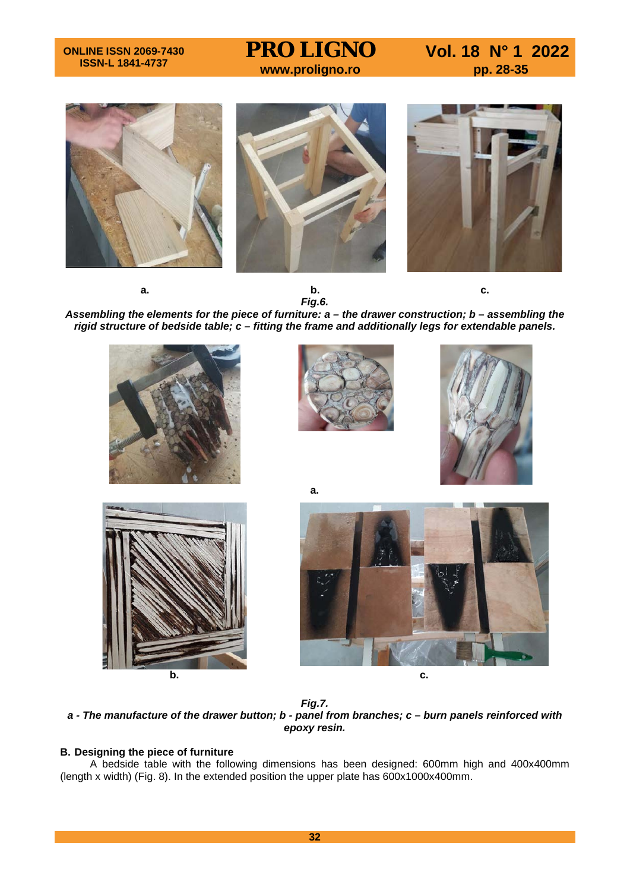a. b. c.

*Fig.6.*

***Assembling the elements for the piece of furniture: a – the drawer construction; b – assembling the rigid structure of bedside table; c – fitting the frame and additionally legs for extendable panels.***

a.

b. c.

*Fig.7.*

***a - The manufacture of the drawer button; b - panel from branches; c – burn panels reinforced with epoxy resin.***

**B. Designing the piece of furniture**

A bedside table with the following dimensions has been designed: 600mm high and 400x400mm (length x width) (Fig. 8). In the extended position the upper plate has 600x1000x400mm.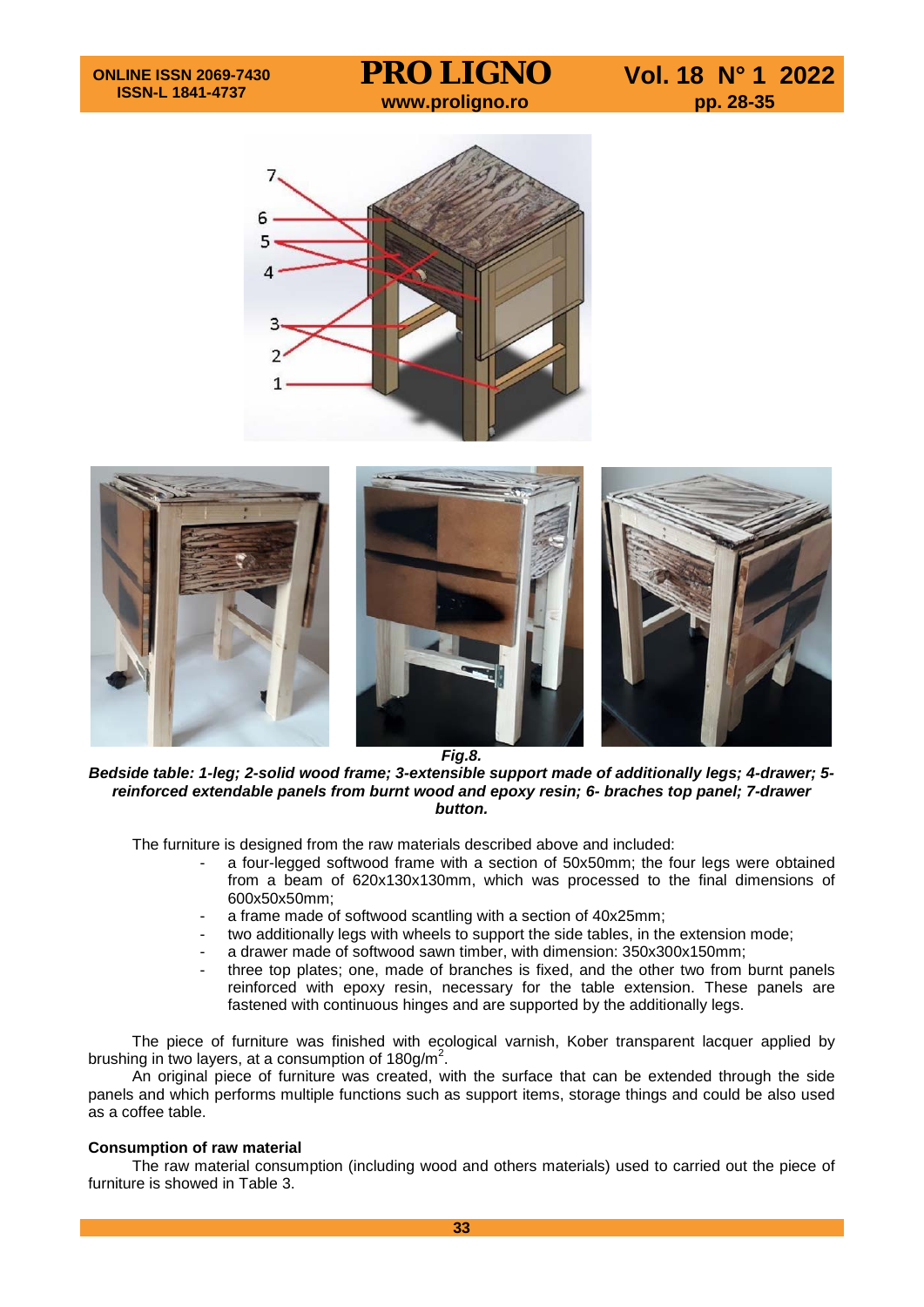*Fig.8.*
***Bedside table: 1-leg; 2-solid wood frame; 3-extensible support made of additionally legs; 4-drawer; 5-reinforced extendable panels from burnt wood and epoxy resin; 6- braches top panel; 7-drawer button.***

The furniture is designed from the raw materials described above and included:

- a four-legged softwood frame with a section of 50x50mm; the four legs were obtained from a beam of 620x130x130mm, which was processed to the final dimensions of 600x50x50mm;
- a frame made of softwood scantling with a section of 40x25mm;
- two additionally legs with wheels to support the side tables, in the extension mode;
- a drawer made of softwood sawn timber, with dimension: 350x300x150mm;
- three top plates; one, made of branches is fixed, and the other two from burnt panels reinforced with epoxy resin, necessary for the table extension. These panels are fastened with continuous hinges and are supported by the additionally legs.

The piece of furniture was finished with ecological varnish, Kober transparent lacquer applied by brushing in two layers, at a consumption of 180g/m$^2$.

An original piece of furniture was created, with the surface that can be extended through the side panels and which performs multiple functions such as support items, storage things and could be also used as a coffee table.

**Consumption of raw material**

The raw material consumption (including wood and others materials) used to carried out the piece of furniture is showed in Table 3.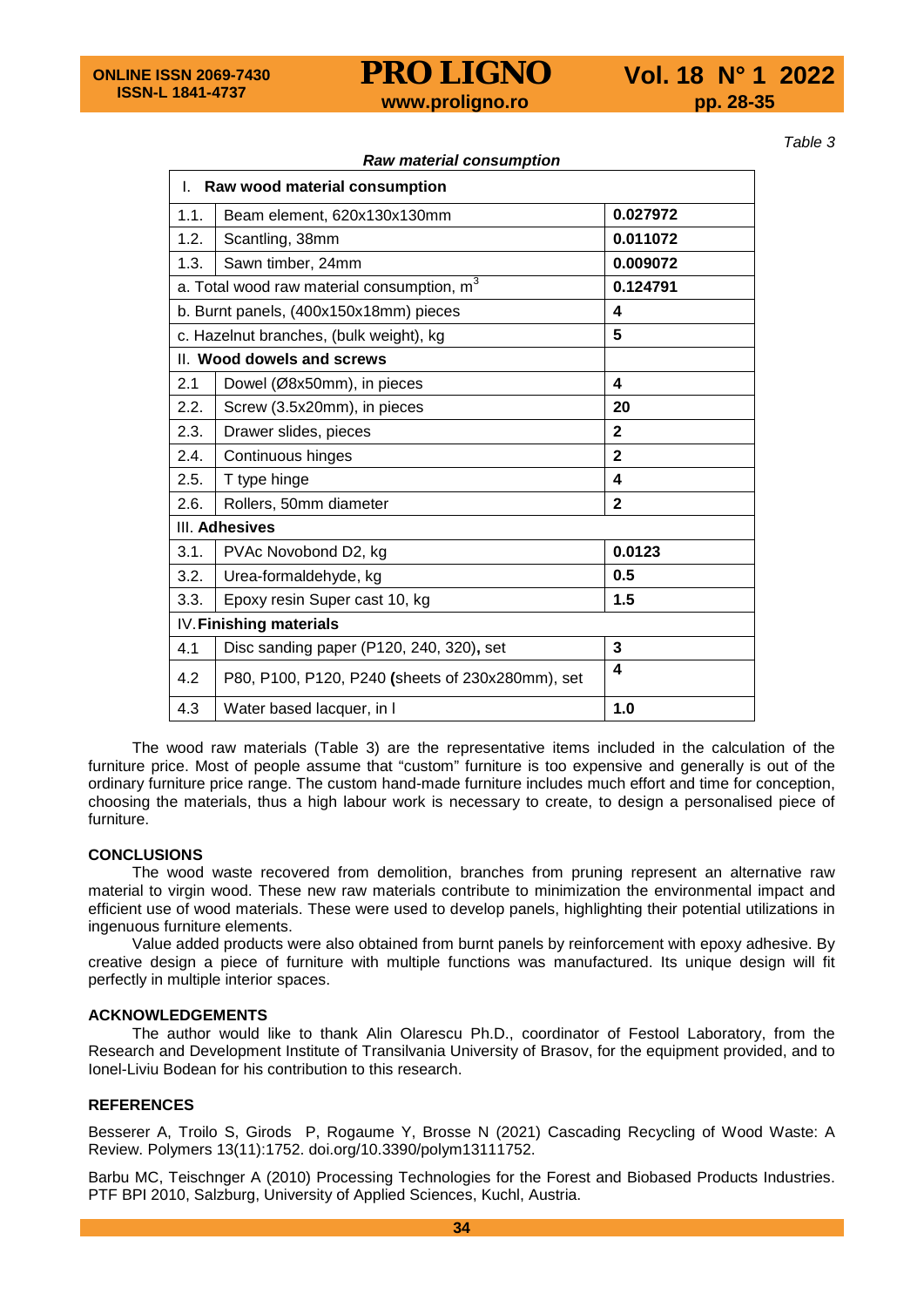Table 3

***Raw material consumption***

| I. **Raw wood material consumption** | | |
|---|---|---|
| 1.1. | Beam element, 620x130x130mm | **0.027972** |
| 1.2. | Scantling, 38mm | **0.011072** |
| 1.3. | Sawn timber, 24mm | **0.009072** |
| a. Total wood raw material consumption, $m^3$ | | **0.124791** |
| b. Burnt panels, (400x150x18mm) pieces | | **4** |
| c. Hazelnut branches, (bulk weight), kg | | **5** |
| II. **Wood dowels and screws** | | |
| 2.1 | Dowel (Ø8x50mm), in pieces | **4** |
| 2.2. | Screw (3.5x20mm), in pieces | **20** |
| 2.3. | Drawer slides, pieces | **2** |
| 2.4. | Continuous hinges | **2** |
| 2.5. | T type hinge | **4** |
| 2.6. | Rollers, 50mm diameter | **2** |
| III. **Adhesives** | | |
| 3.1. | PVAc Novobond D2, kg | **0.0123** |
| 3.2. | Urea-formaldehyde, kg | **0.5** |
| 3.3. | Epoxy resin Super cast 10, kg | **1.5** |
| IV. **Finishing materials** | | |
| 4.1 | Disc sanding paper (P120, 240, 320), set | **3** |
| 4.2 | P80, P100, P120, P240 (sheets of 230x280mm), set | **4** |
| 4.3 | Water based lacquer, in l | **1.0** |

The wood raw materials (Table 3) are the representative items included in the calculation of the furniture price. Most of people assume that "custom" furniture is too expensive and generally is out of the ordinary furniture price range. The custom hand-made furniture includes much effort and time for conception, choosing the materials, thus a high labour work is necessary to create, to design a personalised piece of furniture.

## CONCLUSIONS

The wood waste recovered from demolition, branches from pruning represent an alternative raw material to virgin wood. These new raw materials contribute to minimization the environmental impact and efficient use of wood materials. These were used to develop panels, highlighting their potential utilizations in ingenuous furniture elements.

Value added products were also obtained from burnt panels by reinforcement with epoxy adhesive. By creative design a piece of furniture with multiple functions was manufactured. Its unique design will fit perfectly in multiple interior spaces.

## ACKNOWLEDGEMENTS

The author would like to thank Alin Olarescu Ph.D., coordinator of Festool Laboratory, from the Research and Development Institute of Transilvania University of Brasov, for the equipment provided, and to Ionel-Liviu Bodean for his contribution to this research.

## REFERENCES

Besserer A, Troilo S, Girods P, Rogaume Y, Brosse N (2021) Cascading Recycling of Wood Waste: A Review. Polymers 13(11):1752. doi.org/10.3390/polym13111752.

Barbu MC, Teischnger A (2010) Processing Technologies for the Forest and Biobased Products Industries. PTF BPI 2010, Salzburg, University of Applied Sciences, Kuchl, Austria.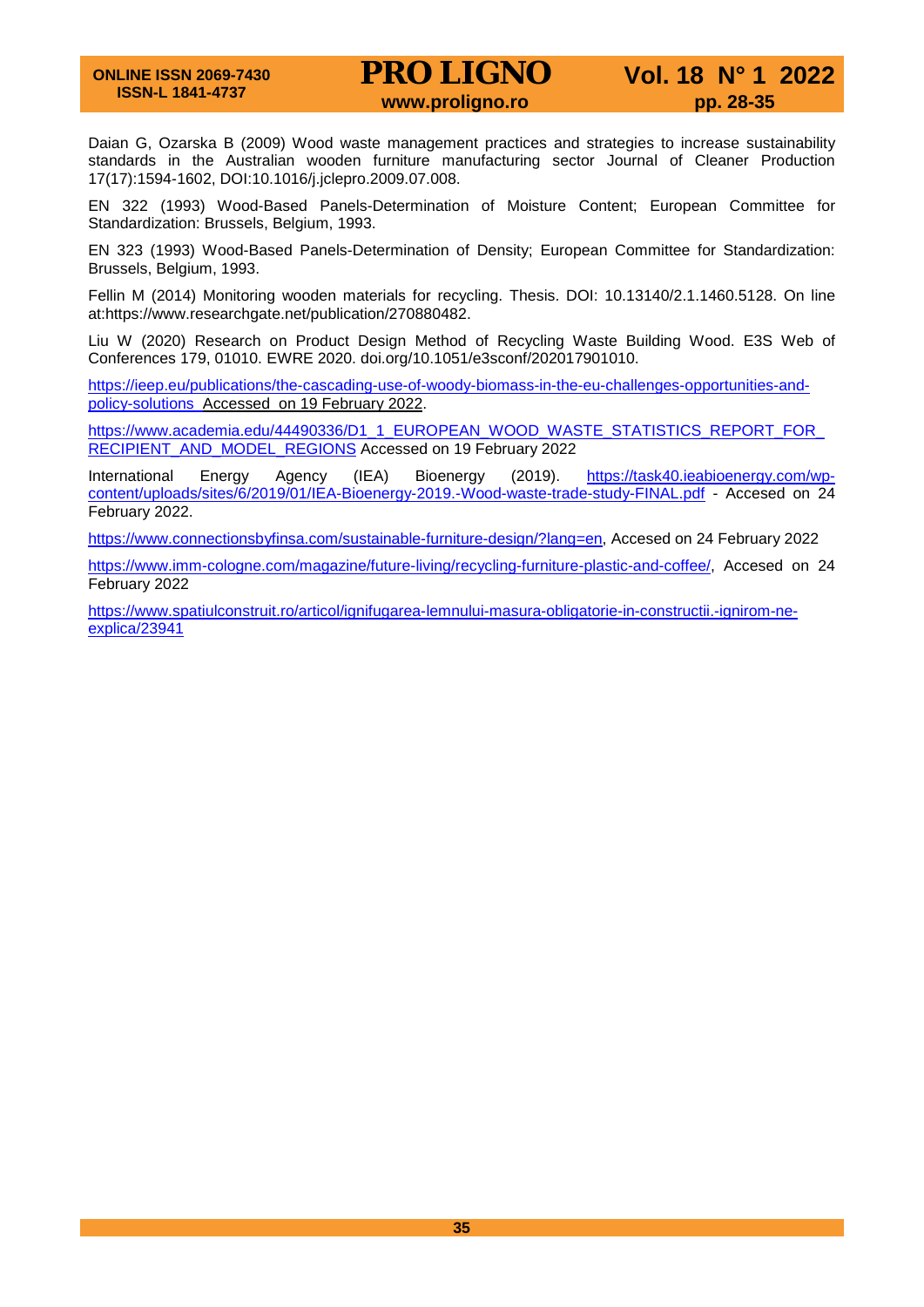Daian G, Ozarska B (2009) Wood waste management practices and strategies to increase sustainability standards in the Australian wooden furniture manufacturing sector Journal of Cleaner Production 17(17):1594-1602, DOI:10.1016/j.jclepro.2009.07.008.

EN 322 (1993) Wood-Based Panels-Determination of Moisture Content; European Committee for Standardization: Brussels, Belgium, 1993.

EN 323 (1993) Wood-Based Panels-Determination of Density; European Committee for Standardization: Brussels, Belgium, 1993.

Fellin M (2014) Monitoring wooden materials for recycling. Thesis. DOI: 10.13140/2.1.1460.5128. On line at:https://www.researchgate.net/publication/270880482.

Liu W (2020) Research on Product Design Method of Recycling Waste Building Wood. E3S Web of Conferences 179, 01010. EWRE 2020. doi.org/10.1051/e3sconf/202017901010.

https://ieep.eu/publications/the-cascading-use-of-woody-biomass-in-the-eu-challenges-opportunities-and-policy-solutions Accessed on 19 February 2022.

https://www.academia.edu/44490336/D1_1_EUROPEAN_WOOD_WASTE_STATISTICS_REPORT_FOR_RECIPIENT_AND_MODEL_REGIONS Accessed on 19 February 2022

International Energy Agency (IEA) Bioenergy (2019). https://task40.ieabioenergy.com/wp-content/uploads/sites/6/2019/01/IEA-Bioenergy-2019.-Wood-waste-trade-study-FINAL.pdf - Accesed on 24 February 2022.

https://www.connectionsbyfinsa.com/sustainable-furniture-design/?lang=en, Accesed on 24 February 2022

https://www.imm-cologne.com/magazine/future-living/recycling-furniture-plastic-and-coffee/, Accesed on 24 February 2022

https://www.spatiulconstruit.ro/articol/ignifugarea-lemnului-masura-obligatorie-in-constructii.-ignirom-ne-explica/23941